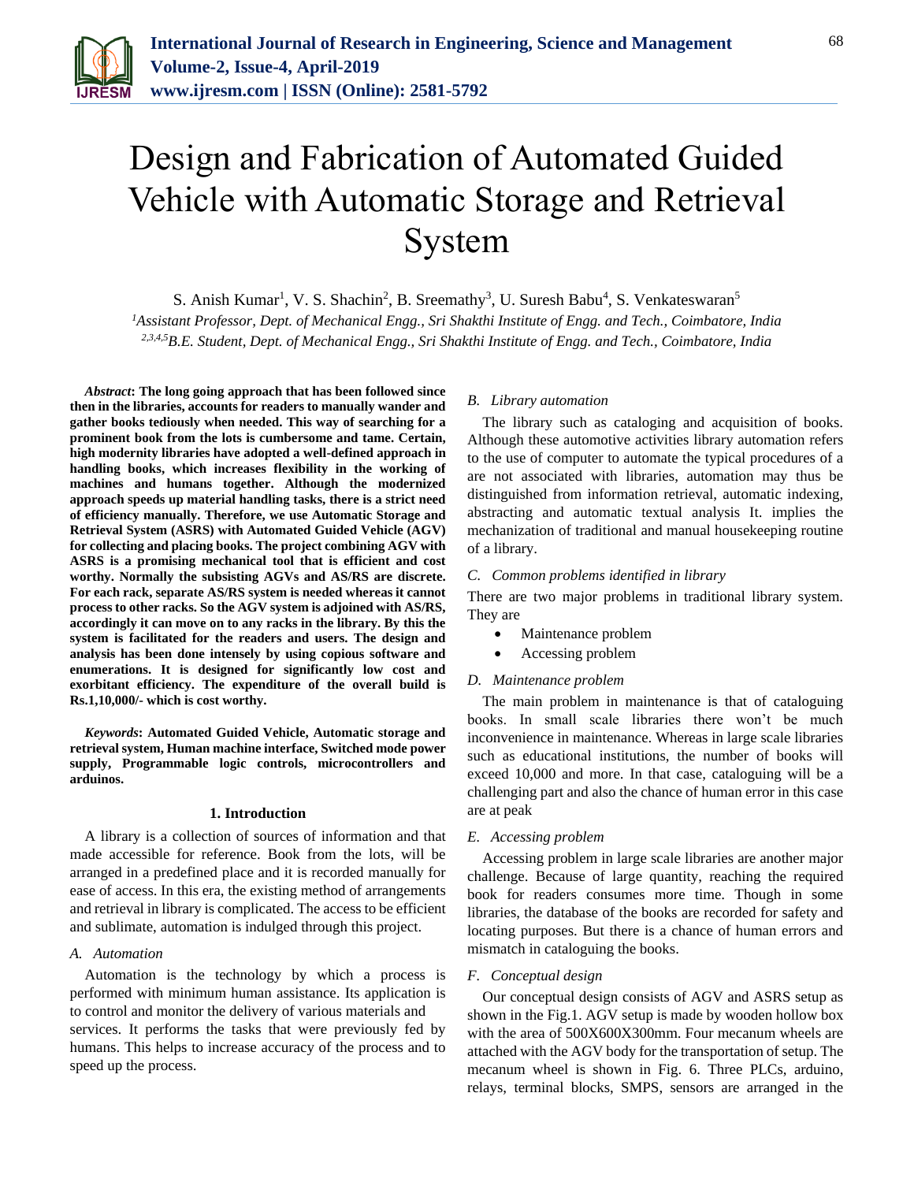# Design and Fabrication of Automated Guided Vehicle with Automatic Storage and Retrieval System

S. Anish Kumar[1], V. S. Shachin[2], B. Sreemathy[3], U. Suresh Babu[4], S. Venkateswaran[5]

[1]*Assistant Professor, Dept. of Mechanical Engg., Sri Shakthi Institute of Engg. and Tech., Coimbatore, India*
[2,3,4,5]*B.E. Student, Dept. of Mechanical Engg., Sri Shakthi Institute of Engg. and Tech., Coimbatore, India*

***Abstract*: The long going approach that has been followed since then in the libraries, accounts for readers to manually wander and gather books tediously when needed. This way of searching for a prominent book from the lots is cumbersome and tame. Certain, high modernity libraries have adopted a well-defined approach in handling books, which increases flexibility in the working of machines and humans together. Although the modernized approach speeds up material handling tasks, there is a strict need of efficiency manually. Therefore, we use Automatic Storage and Retrieval System (ASRS) with Automated Guided Vehicle (AGV) for collecting and placing books. The project combining AGV with ASRS is a promising mechanical tool that is efficient and cost worthy. Normally the subsisting AGVs and AS/RS are discrete. For each rack, separate AS/RS system is needed whereas it cannot process to other racks. So the AGV system is adjoined with AS/RS, accordingly it can move on to any racks in the library. By this the system is facilitated for the readers and users. The design and analysis has been done intensely by using copious software and enumerations. It is designed for significantly low cost and exorbitant efficiency. The expenditure of the overall build is Rs.1,10,000/- which is cost worthy.**

***Keywords*: Automated Guided Vehicle, Automatic storage and retrieval system, Human machine interface, Switched mode power supply, Programmable logic controls, microcontrollers and arduinos.**

## 1. Introduction

A library is a collection of sources of information and that made accessible for reference. Book from the lots, will be arranged in a predefined place and it is recorded manually for ease of access. In this era, the existing method of arrangements and retrieval in library is complicated. The access to be efficient and sublimate, automation is indulged through this project.

### *A. Automation*

Automation is the technology by which a process is performed with minimum human assistance. Its application is to control and monitor the delivery of various materials and services. It performs the tasks that were previously fed by humans. This helps to increase accuracy of the process and to speed up the process.

### *B. Library automation*

The library such as cataloging and acquisition of books. Although these automotive activities library automation refers to the use of computer to automate the typical procedures of a are not associated with libraries, automation may thus be distinguished from information retrieval, automatic indexing, abstracting and automatic textual analysis It. implies the mechanization of traditional and manual housekeeping routine of a library.

### *C. Common problems identified in library*

There are two major problems in traditional library system. They are

- Maintenance problem
- Accessing problem

### *D. Maintenance problem*

The main problem in maintenance is that of cataloguing books. In small scale libraries there won't be much inconvenience in maintenance. Whereas in large scale libraries such as educational institutions, the number of books will exceed 10,000 and more. In that case, cataloguing will be a challenging part and also the chance of human error in this case are at peak

### *E. Accessing problem*

Accessing problem in large scale libraries are another major challenge. Because of large quantity, reaching the required book for readers consumes more time. Though in some libraries, the database of the books are recorded for safety and locating purposes. But there is a chance of human errors and mismatch in cataloguing the books.

### *F. Conceptual design*

Our conceptual design consists of AGV and ASRS setup as shown in the Fig.1. AGV setup is made by wooden hollow box with the area of 500X600X300mm. Four mecanum wheels are attached with the AGV body for the transportation of setup. The mecanum wheel is shown in Fig. 6. Three PLCs, arduino, relays, terminal blocks, SMPS, sensors are arranged in the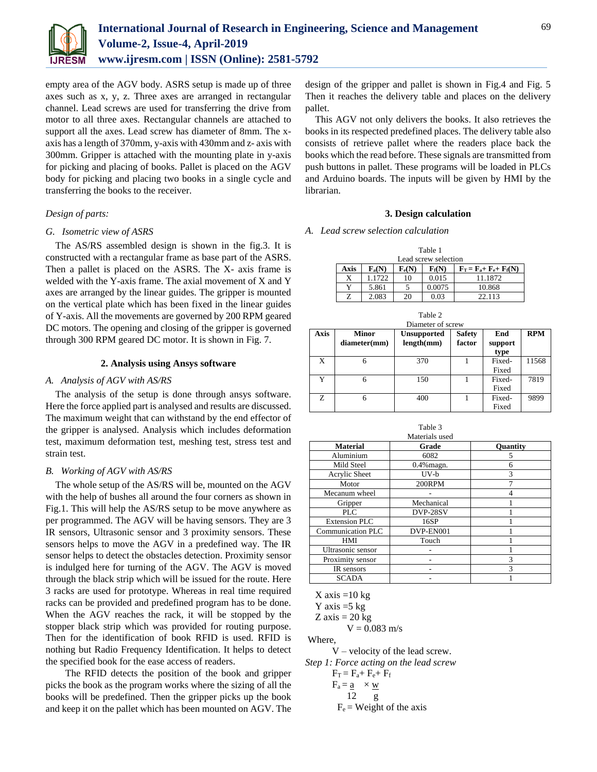empty area of the AGV body. ASRS setup is made up of three axes such as x, y, z. Three axes are arranged in rectangular channel. Lead screws are used for transferring the drive from motor to all three axes. Rectangular channels are attached to support all the axes. Lead screw has diameter of 8mm. The x-axis has a length of 370mm, y-axis with 430mm and z- axis with 300mm. Gripper is attached with the mounting plate in y-axis for picking and placing of books. Pallet is placed on the AGV body for picking and placing two books in a single cycle and transferring the books to the receiver.

*Design of parts:*

### G. Isometric view of ASRS

The AS/RS assembled design is shown in the fig.3. It is constructed with a rectangular frame as base part of the ASRS. Then a pallet is placed on the ASRS. The X- axis frame is welded with the Y-axis frame. The axial movement of X and Y axes are arranged by the linear guides. The gripper is mounted on the vertical plate which has been fixed in the linear guides of Y-axis. All the movements are governed by 200 RPM geared DC motors. The opening and closing of the gripper is governed through 300 RPM geared DC motor. It is shown in Fig. 7.

## 2. Analysis using Ansys software

### A. Analysis of AGV with AS/RS

The analysis of the setup is done through ansys software. Here the force applied part is analysed and results are discussed. The maximum weight that can withstand by the end effector of the gripper is analysed. Analysis which includes deformation test, maximum deformation test, meshing test, stress test and strain test.

### B. Working of AGV with AS/RS

The whole setup of the AS/RS will be, mounted on the AGV with the help of bushes all around the four corners as shown in Fig.1. This will help the AS/RS setup to be move anywhere as per programmed. The AGV will be having sensors. They are 3 IR sensors, Ultrasonic sensor and 3 proximity sensors. These sensors helps to move the AGV in a predefined way. The IR sensor helps to detect the obstacles detection. Proximity sensor is indulged here for turning of the AGV. The AGV is moved through the black strip which will be issued for the route. Here 3 racks are used for prototype. Whereas in real time required racks can be provided and predefined program has to be done. When the AGV reaches the rack, it will be stopped by the stopper black strip which was provided for routing purpose. Then for the identification of book RFID is used. RFID is nothing but Radio Frequency Identification. It helps to detect the specified book for the ease access of readers.

The RFID detects the position of the book and gripper picks the book as the program works where the sizing of all the books will be predefined. Then the gripper picks up the book and keep it on the pallet which has been mounted on AGV. The design of the gripper and pallet is shown in Fig.4 and Fig. 5 Then it reaches the delivery table and places on the delivery pallet.

This AGV not only delivers the books. It also retrieves the books in its respected predefined places. The delivery table also consists of retrieve pallet where the readers place back the books which the read before. These signals are transmitted from push buttons in pallet. These programs will be loaded in PLCs and Arduino boards. The inputs will be given by HMI by the librarian.

## 3. Design calculation

### A. Lead screw selection calculation

Table 1
Lead screw selection

| Axis | $F_a$(N) | $F_e$(N) | $F_f$(N) | $F_T = F_a + F_e + F_f$(N) |
|---|---|---|---|---|
| X | 1.1722 | 10 | 0.015 | 11.1872 |
| Y | 5.861 | 5 | 0.0075 | 10.868 |
| Z | 2.083 | 20 | 0.03 | 22.113 |

Table 2
Diameter of screw

| Axis | Minor diameter(mm) | Unsupported length(mm) | Safety factor | End support type | RPM |
|---|---|---|---|---|---|
| X | 6 | 370 | 1 | Fixed-Fixed | 11568 |
| Y | 6 | 150 | 1 | Fixed-Fixed | 7819 |
| Z | 6 | 400 | 1 | Fixed-Fixed | 9899 |

Table 3
Materials used

| Material | Grade | Quantity |
|---|---|---|
| Aluminium | 6082 | 5 |
| Mild Steel | 0.4%magn. | 6 |
| Acrylic Sheet | UV-b | 3 |
| Motor | 200RPM | 7 |
| Mecanum wheel | - | 4 |
| Gripper | Mechanical | 1 |
| PLC | DVP-28SV | 1 |
| Extension PLC | 16SP | 1 |
| Communication PLC | DVP-EN001 | 1 |
| HMI | Touch | 1 |
| Ultrasonic sensor | - | 1 |
| Proximity sensor | - | 3 |
| IR sensors | - | 3 |
| SCADA | - | 1 |

X axis =10 kg
Y axis =5 kg
Z axis = 20 kg

$$V = 0.083 \text{ m/s}$$

Where,

V – velocity of the lead screw.

*Step 1: Force acting on the lead screw*

$$F_T = F_a + F_e + F_f$$

$$F_a = \frac{a}{12} \times \frac{w}{g}$$

$F_e$ = Weight of the axis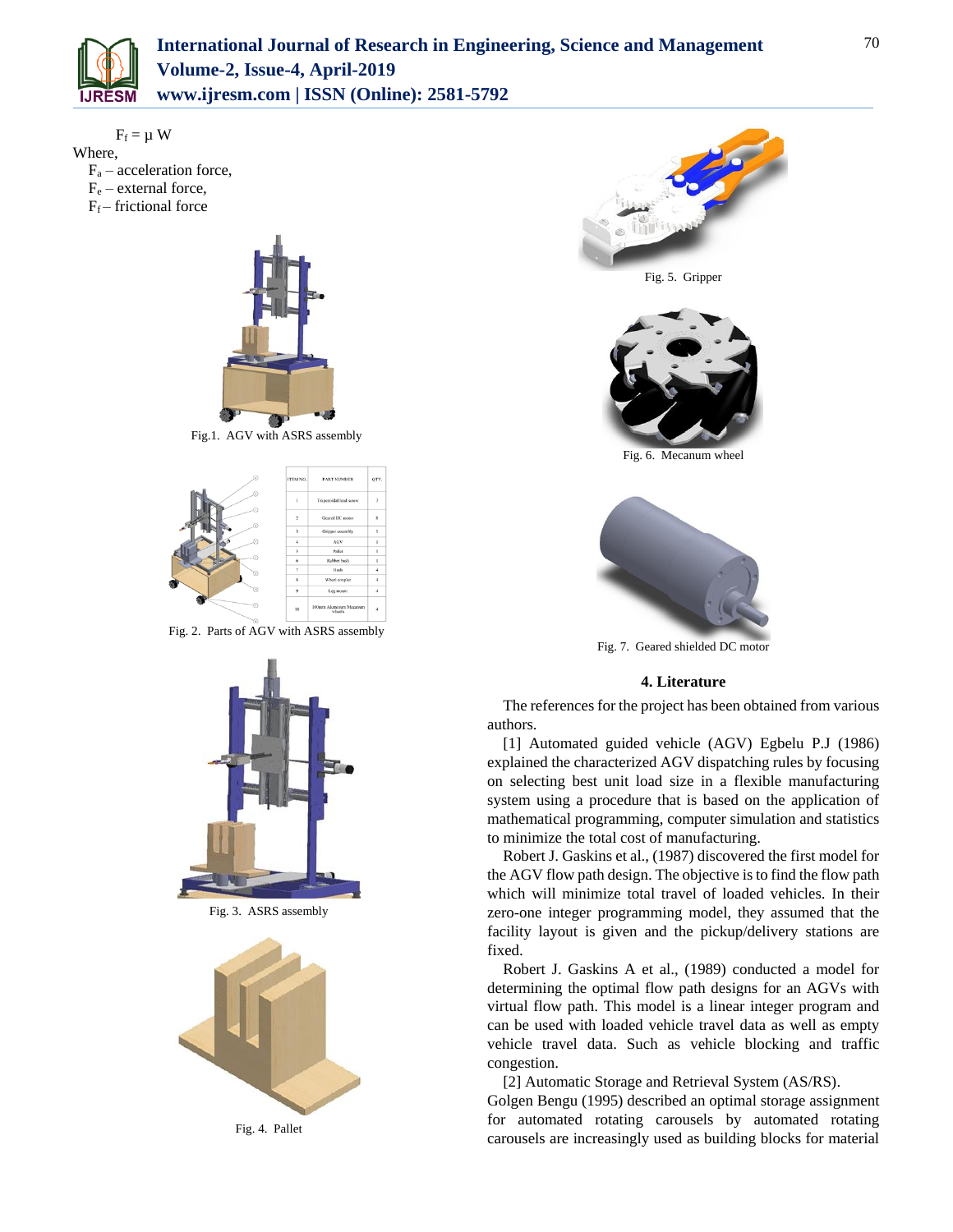$$F_f = \mu W$$

Where,

$F_a$ – acceleration force,
$F_e$ – external force,
$F_f$ – frictional force

Fig.1. AGV with ASRS assembly

| ITEM NO. | PART NUMBER | QTY. |
|---|---|---|
| 1 | Trapezoidal lead screw | 3 |
| 2 | Geared DC motor | 8 |
| 3 | Gripper assembly | 1 |
| 4 | AGV | 1 |
| 5 | Pallet | 1 |
| 6 | Rubber bush | 1 |
| 7 | Bush | 4 |
| 8 | Wheel coupler | 4 |
| 9 | Leg mount | 4 |
| 10 | 100mm Aluminum Mecanum wheels | 4 |

Fig. 2. Parts of AGV with ASRS assembly

Fig. 3. ASRS assembly

Fig. 4. Pallet

Fig. 5. Gripper

Fig. 6. Mecanum wheel

Fig. 7. Geared shielded DC motor

## 4. Literature

The references for the project has been obtained from various authors.

[1] Automated guided vehicle (AGV) Egbelu P.J (1986) explained the characterized AGV dispatching rules by focusing on selecting best unit load size in a flexible manufacturing system using a procedure that is based on the application of mathematical programming, computer simulation and statistics to minimize the total cost of manufacturing.

Robert J. Gaskins et al., (1987) discovered the first model for the AGV flow path design. The objective is to find the flow path which will minimize total travel of loaded vehicles. In their zero-one integer programming model, they assumed that the facility layout is given and the pickup/delivery stations are fixed.

Robert J. Gaskins A et al., (1989) conducted a model for determining the optimal flow path designs for an AGVs with virtual flow path. This model is a linear integer program and can be used with loaded vehicle travel data as well as empty vehicle travel data. Such as vehicle blocking and traffic congestion.

[2] Automatic Storage and Retrieval System (AS/RS).

Golgen Bengu (1995) described an optimal storage assignment for automated rotating carousels by automated rotating carousels are increasingly used as building blocks for material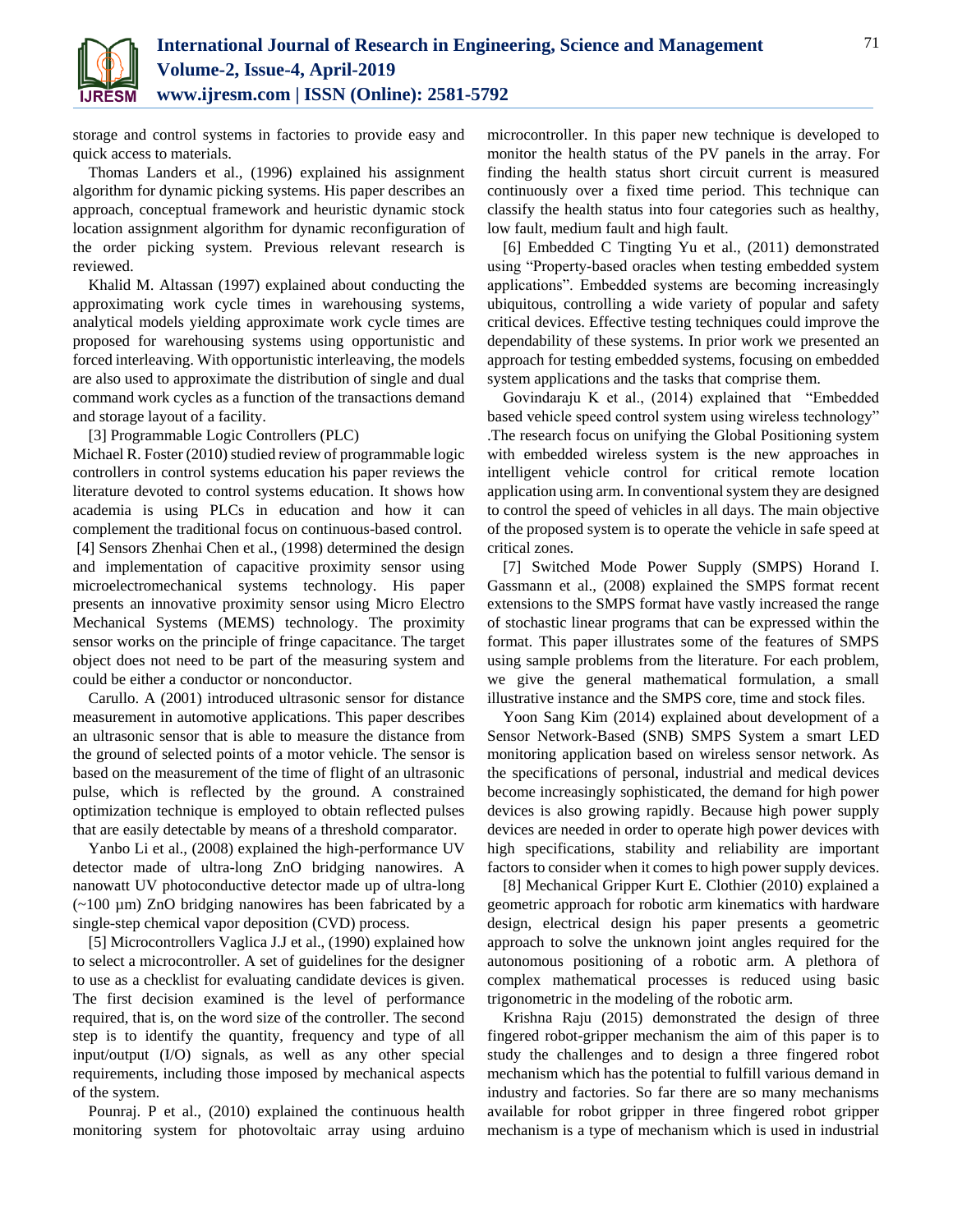storage and control systems in factories to provide easy and quick access to materials.

Thomas Landers et al., (1996) explained his assignment algorithm for dynamic picking systems. His paper describes an approach, conceptual framework and heuristic dynamic stock location assignment algorithm for dynamic reconfiguration of the order picking system. Previous relevant research is reviewed.

Khalid M. Altassan (1997) explained about conducting the approximating work cycle times in warehousing systems, analytical models yielding approximate work cycle times are proposed for warehousing systems using opportunistic and forced interleaving. With opportunistic interleaving, the models are also used to approximate the distribution of single and dual command work cycles as a function of the transactions demand and storage layout of a facility.

[3] Programmable Logic Controllers (PLC)

Michael R. Foster (2010) studied review of programmable logic controllers in control systems education his paper reviews the literature devoted to control systems education. It shows how academia is using PLCs in education and how it can complement the traditional focus on continuous-based control.

[4] Sensors Zhenhai Chen et al., (1998) determined the design and implementation of capacitive proximity sensor using microelectromechanical systems technology. His paper presents an innovative proximity sensor using Micro Electro Mechanical Systems (MEMS) technology. The proximity sensor works on the principle of fringe capacitance. The target object does not need to be part of the measuring system and could be either a conductor or nonconductor.

Carullo. A (2001) introduced ultrasonic sensor for distance measurement in automotive applications. This paper describes an ultrasonic sensor that is able to measure the distance from the ground of selected points of a motor vehicle. The sensor is based on the measurement of the time of flight of an ultrasonic pulse, which is reflected by the ground. A constrained optimization technique is employed to obtain reflected pulses that are easily detectable by means of a threshold comparator.

Yanbo Li et al., (2008) explained the high-performance UV detector made of ultra-long ZnO bridging nanowires. A nanowatt UV photoconductive detector made up of ultra-long (~100 µm) ZnO bridging nanowires has been fabricated by a single-step chemical vapor deposition (CVD) process.

[5] Microcontrollers Vaglica J.J et al., (1990) explained how to select a microcontroller. A set of guidelines for the designer to use as a checklist for evaluating candidate devices is given. The first decision examined is the level of performance required, that is, on the word size of the controller. The second step is to identify the quantity, frequency and type of all input/output (I/O) signals, as well as any other special requirements, including those imposed by mechanical aspects of the system.

Pounraj. P et al., (2010) explained the continuous health monitoring system for photovoltaic array using arduino microcontroller. In this paper new technique is developed to monitor the health status of the PV panels in the array. For finding the health status short circuit current is measured continuously over a fixed time period. This technique can classify the health status into four categories such as healthy, low fault, medium fault and high fault.

[6] Embedded C Tingting Yu et al., (2011) demonstrated using "Property-based oracles when testing embedded system applications". Embedded systems are becoming increasingly ubiquitous, controlling a wide variety of popular and safety critical devices. Effective testing techniques could improve the dependability of these systems. In prior work we presented an approach for testing embedded systems, focusing on embedded system applications and the tasks that comprise them.

Govindaraju K et al., (2014) explained that "Embedded based vehicle speed control system using wireless technology" .The research focus on unifying the Global Positioning system with embedded wireless system is the new approaches in intelligent vehicle control for critical remote location application using arm. In conventional system they are designed to control the speed of vehicles in all days. The main objective of the proposed system is to operate the vehicle in safe speed at critical zones.

[7] Switched Mode Power Supply (SMPS) Horand I. Gassmann et al., (2008) explained the SMPS format recent extensions to the SMPS format have vastly increased the range of stochastic linear programs that can be expressed within the format. This paper illustrates some of the features of SMPS using sample problems from the literature. For each problem, we give the general mathematical formulation, a small illustrative instance and the SMPS core, time and stock files.

Yoon Sang Kim (2014) explained about development of a Sensor Network-Based (SNB) SMPS System a smart LED monitoring application based on wireless sensor network. As the specifications of personal, industrial and medical devices become increasingly sophisticated, the demand for high power devices is also growing rapidly. Because high power supply devices are needed in order to operate high power devices with high specifications, stability and reliability are important factors to consider when it comes to high power supply devices.

[8] Mechanical Gripper Kurt E. Clothier (2010) explained a geometric approach for robotic arm kinematics with hardware design, electrical design his paper presents a geometric approach to solve the unknown joint angles required for the autonomous positioning of a robotic arm. A plethora of complex mathematical processes is reduced using basic trigonometric in the modeling of the robotic arm.

Krishna Raju (2015) demonstrated the design of three fingered robot-gripper mechanism the aim of this paper is to study the challenges and to design a three fingered robot mechanism which has the potential to fulfill various demand in industry and factories. So far there are so many mechanisms available for robot gripper in three fingered robot gripper mechanism is a type of mechanism which is used in industrial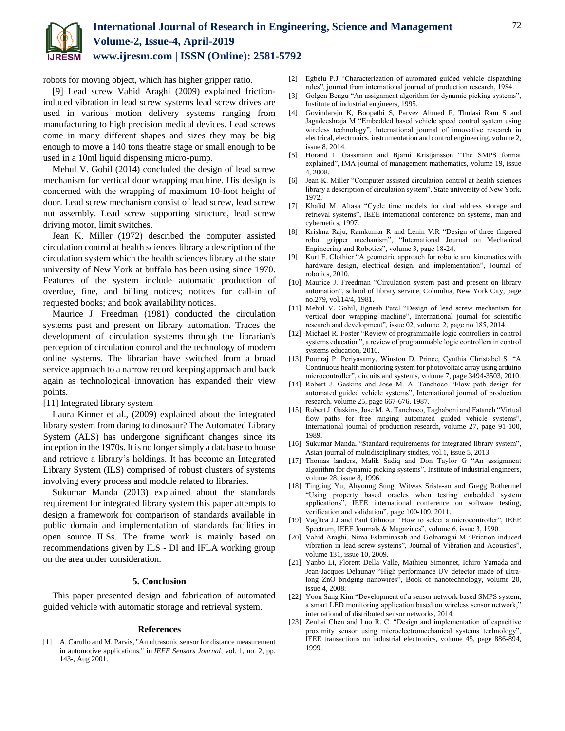robots for moving object, which has higher gripper ratio.

[9] Lead screw Vahid Araghi (2009) explained friction-induced vibration in lead screw systems lead screw drives are used in various motion delivery systems ranging from manufacturing to high precision medical devices. Lead screws come in many different shapes and sizes they may be big enough to move a 140 tons theatre stage or small enough to be used in a 10ml liquid dispensing micro-pump.

Mehul V. Gohil (2014) concluded the design of lead screw mechanism for vertical door wrapping machine. His design is concerned with the wrapping of maximum 10-foot height of door. Lead screw mechanism consist of lead screw, lead screw nut assembly. Lead screw supporting structure, lead screw driving motor, limit switches.

Jean K. Miller (1972) described the computer assisted circulation control at health sciences library a description of the circulation system which the health sciences library at the state university of New York at buffalo has been using since 1970. Features of the system include automatic production of overdue, fine, and billing notices; notices for call-in of requested books; and book availability notices.

Maurice J. Freedman (1981) conducted the circulation systems past and present on library automation. Traces the development of circulation systems through the librarian's perception of circulation control and the technology of modern online systems. The librarian have switched from a broad service approach to a narrow record keeping approach and back again as technological innovation has expanded their view points.

[11] Integrated library system

Laura Kinner et al., (2009) explained about the integrated library system from daring to dinosaur? The Automated Library System (ALS) has undergone significant changes since its inception in the 1970s. It is no longer simply a database to house and retrieve a library's holdings. It has become an Integrated Library System (ILS) comprised of robust clusters of systems involving every process and module related to libraries.

Sukumar Manda (2013) explained about the standards requirement for integrated library system this paper attempts to design a framework for comparison of standards available in public domain and implementation of standards facilities in open source ILSs. The frame work is mainly based on recommendations given by ILS - DI and IFLA working group on the area under consideration.

## 5. Conclusion

This paper presented design and fabrication of automated guided vehicle with automatic storage and retrieval system.

## References

[1] A. Carullo and M. Parvis, "An ultrasonic sensor for distance measurement in automotive applications," in *IEEE Sensors Journal*, vol. 1, no. 2, pp. 143-, Aug 2001.

[2] Egbelu P.J "Characterization of automated guided vehicle dispatching rules", journal from international journal of production research, 1984.

[3] Golgen Bengu "An assignment algorithm for dynamic picking systems", Institute of industrial engineers, 1995.

[4] Govindaraju K, Boopathi S, Parvez Ahmed F, Thulasi Ram S and Jagadeeshraja M "Embedded based vehicle speed control system using wireless technology", International journal of innovative research in electrical, electronics, instrumentation and control engineering, volume 2, issue 8, 2014.

[5] Horand I. Gassmann and Bjarni Kristjansson "The SMPS format explained", IMA journal of management mathematics, volume 19, issue 4, 2008.

[6] Jean K. Miller "Computer assisted circulation control at health sciences library a description of circulation system", State university of New York, 1972.

[7] Khalid M. Altasa "Cycle time models for dual address storage and retrieval systems", IEEE international conference on systems, man and cybernetics, 1997.

[8] Krishna Raju, Ramkumar R and Lenin V.R "Design of three fingered robot gripper mechanism", "International Journal on Mechanical Engineering and Robotics", volume 3, page 18-24.

[9] Kurt E. Clothier "A geometric approach for robotic arm kinematics with hardware design, electrical design, and implementation", Journal of robotics, 2010.

[10] Maurice J. Freedman "Circulation system past and present on library automation", school of library service, Columbia, New York City, page no.279, vol.14/4, 1981.

[11] Mehul V. Gohil, Jignesh Patel "Design of lead screw mechanism for vertical door wrapping machine", International journal for scientific research and development", issue 02, volume. 2, page no 185, 2014.

[12] Michael R. Foster "Review of programmable logic controllers in control systems education", a review of programmable logic controllers in control systems education, 2010.

[13] Pounraj P. Periyasamy, Winston D. Prince, Cynthia Christabel S. "A Continuous health monitoring system for photovoltaic array using arduino microcontroller", circuits and systems, volume 7, page 3494-3503, 2010.

[14] Robert J. Gaskins and Jose M. A. Tanchoco "Flow path design for automated guided vehicle systems", International journal of production research, volume 25, page 667-676, 1987.

[15] Robert J. Gaskins, Jose M. A. Tanchoco, Taghaboni and Fataneh "Virtual flow paths for free ranging automated guided vehicle systems", International journal of production research, volume 27, page 91-100, 1989.

[16] Sukumar Manda, "Standard requirements for integrated library system", Asian journal of multidisciplinary studies, vol.1, issue 5, 2013.

[17] Thomas landers, Malik Sadiq and Don Taylor G "An assignment algorithm for dynamic picking systems", Institute of industrial engineers, volume 28, issue 8, 1996.

[18] Tingting Yu, Ahyoung Sung, Witwas Srista-an and Gregg Rothermel "Using property based oracles when testing embedded system applications", IEEE international conference on software testing, verification and validation", page 100-109, 2011.

[19] Vaglica J.J and Paul Gilmour "How to select a microcontroller", IEEE Spectrum, IEEE Journals & Magazines", volume 6, issue 3, 1990.

[20] Vahid Araghi, Nima Eslaminasab and Golnaraghi M "Friction induced vibration in lead screw systems", Journal of Vibration and Acoustics", volume 131, issue 10, 2009.

[21] Yanbo Li, Florent Della Valle, Mathieu Simonnet, Ichiro Yamada and Jean-Jacques Delaunay "High performance UV detector made of ultra-long ZnO bridging nanowires", Book of nanotechnology, volume 20, issue 4, 2008.

[22] Yoon Sang Kim "Development of a sensor network based SMPS system, a smart LED monitoring application based on wireless sensor network," international of distributed sensor networks, 2014.

[23] Zenhai Chen and Luo R. C. "Design and implementation of capacitive proximity sensor using microelectromechanical systems technology", IEEE transactions on industrial electronics, volume 45, page 886-894, 1999.